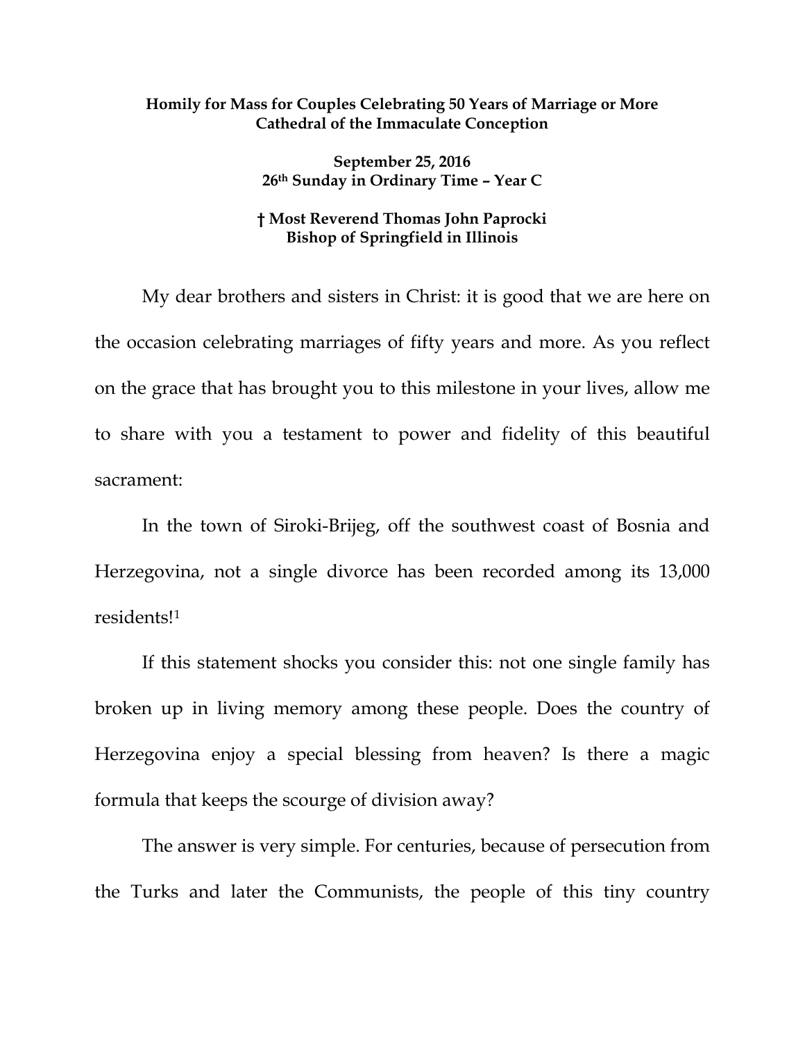**Homily for Mass for Couples Celebrating 50 Years of Marriage or More**
**Cathedral of the Immaculate Conception**

**September 25, 2016**
**26th Sunday in Ordinary Time – Year C**

**† Most Reverend Thomas John Paprocki**
**Bishop of Springfield in Illinois**

My dear brothers and sisters in Christ: it is good that we are here on the occasion celebrating marriages of fifty years and more. As you reflect on the grace that has brought you to this milestone in your lives, allow me to share with you a testament to power and fidelity of this beautiful sacrament:

In the town of Siroki-Brijeg, off the southwest coast of Bosnia and Herzegovina, not a single divorce has been recorded among its 13,000 residents![1]

If this statement shocks you consider this: not one single family has broken up in living memory among these people. Does the country of Herzegovina enjoy a special blessing from heaven? Is there a magic formula that keeps the scourge of division away?

The answer is very simple. For centuries, because of persecution from the Turks and later the Communists, the people of this tiny country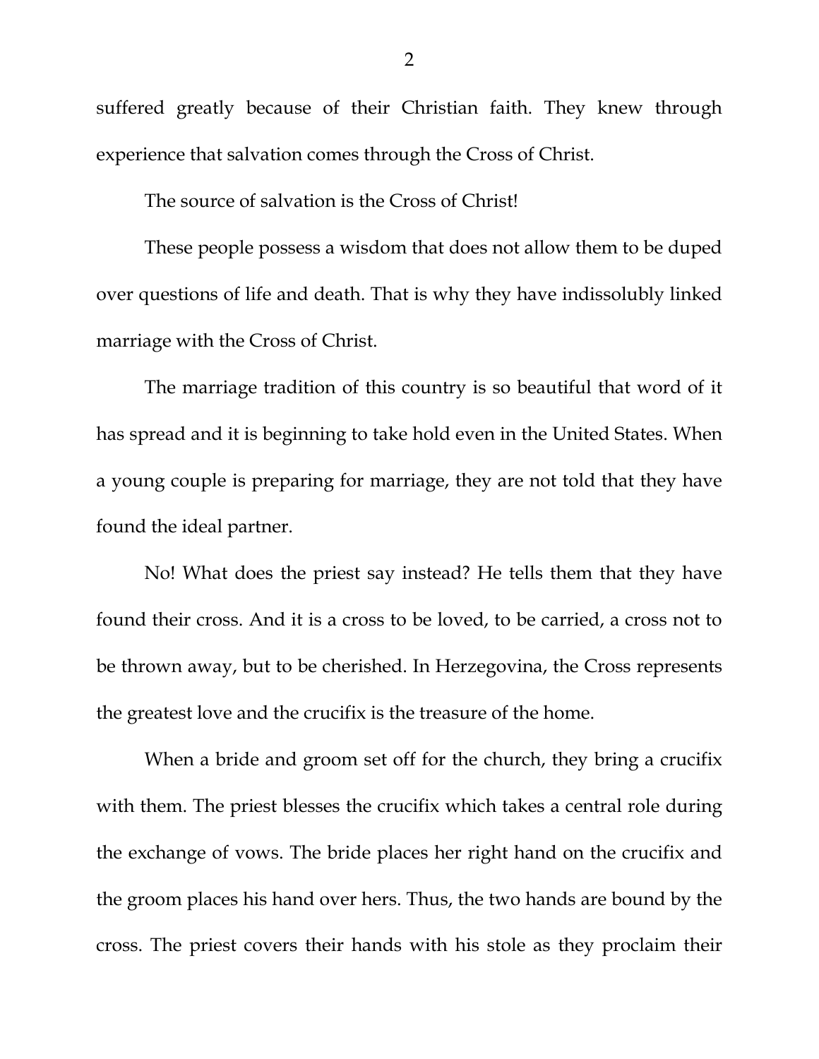suffered greatly because of their Christian faith. They knew through experience that salvation comes through the Cross of Christ.

The source of salvation is the Cross of Christ!

These people possess a wisdom that does not allow them to be duped over questions of life and death. That is why they have indissolubly linked marriage with the Cross of Christ.

The marriage tradition of this country is so beautiful that word of it has spread and it is beginning to take hold even in the United States. When a young couple is preparing for marriage, they are not told that they have found the ideal partner.

No! What does the priest say instead? He tells them that they have found their cross. And it is a cross to be loved, to be carried, a cross not to be thrown away, but to be cherished. In Herzegovina, the Cross represents the greatest love and the crucifix is the treasure of the home.

When a bride and groom set off for the church, they bring a crucifix with them. The priest blesses the crucifix which takes a central role during the exchange of vows. The bride places her right hand on the crucifix and the groom places his hand over hers. Thus, the two hands are bound by the cross. The priest covers their hands with his stole as they proclaim their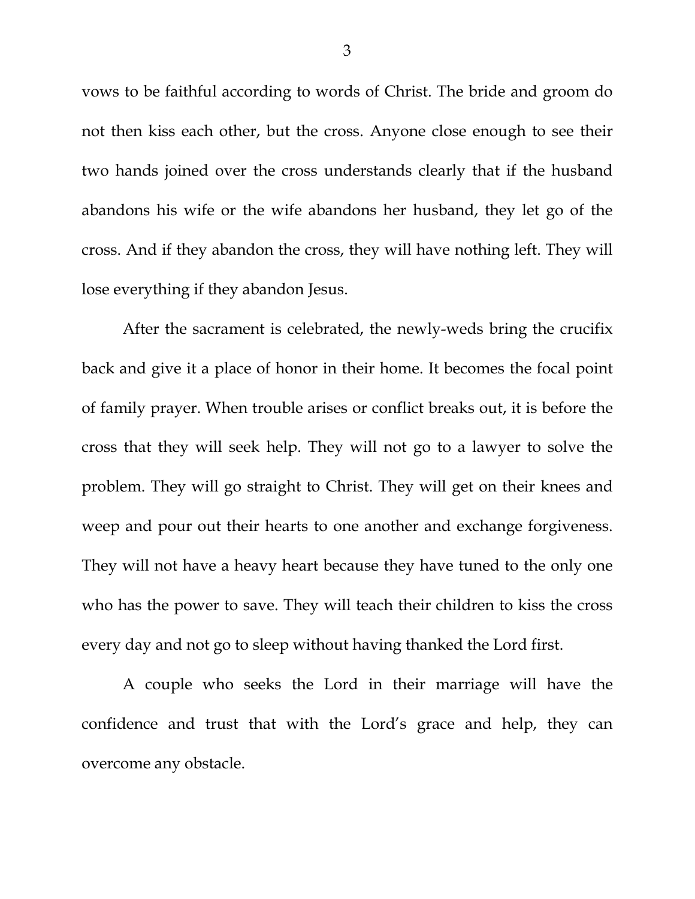vows to be faithful according to words of Christ. The bride and groom do not then kiss each other, but the cross. Anyone close enough to see their two hands joined over the cross understands clearly that if the husband abandons his wife or the wife abandons her husband, they let go of the cross. And if they abandon the cross, they will have nothing left. They will lose everything if they abandon Jesus.

After the sacrament is celebrated, the newly-weds bring the crucifix back and give it a place of honor in their home. It becomes the focal point of family prayer. When trouble arises or conflict breaks out, it is before the cross that they will seek help. They will not go to a lawyer to solve the problem. They will go straight to Christ. They will get on their knees and weep and pour out their hearts to one another and exchange forgiveness. They will not have a heavy heart because they have tuned to the only one who has the power to save. They will teach their children to kiss the cross every day and not go to sleep without having thanked the Lord first.

A couple who seeks the Lord in their marriage will have the confidence and trust that with the Lord's grace and help, they can overcome any obstacle.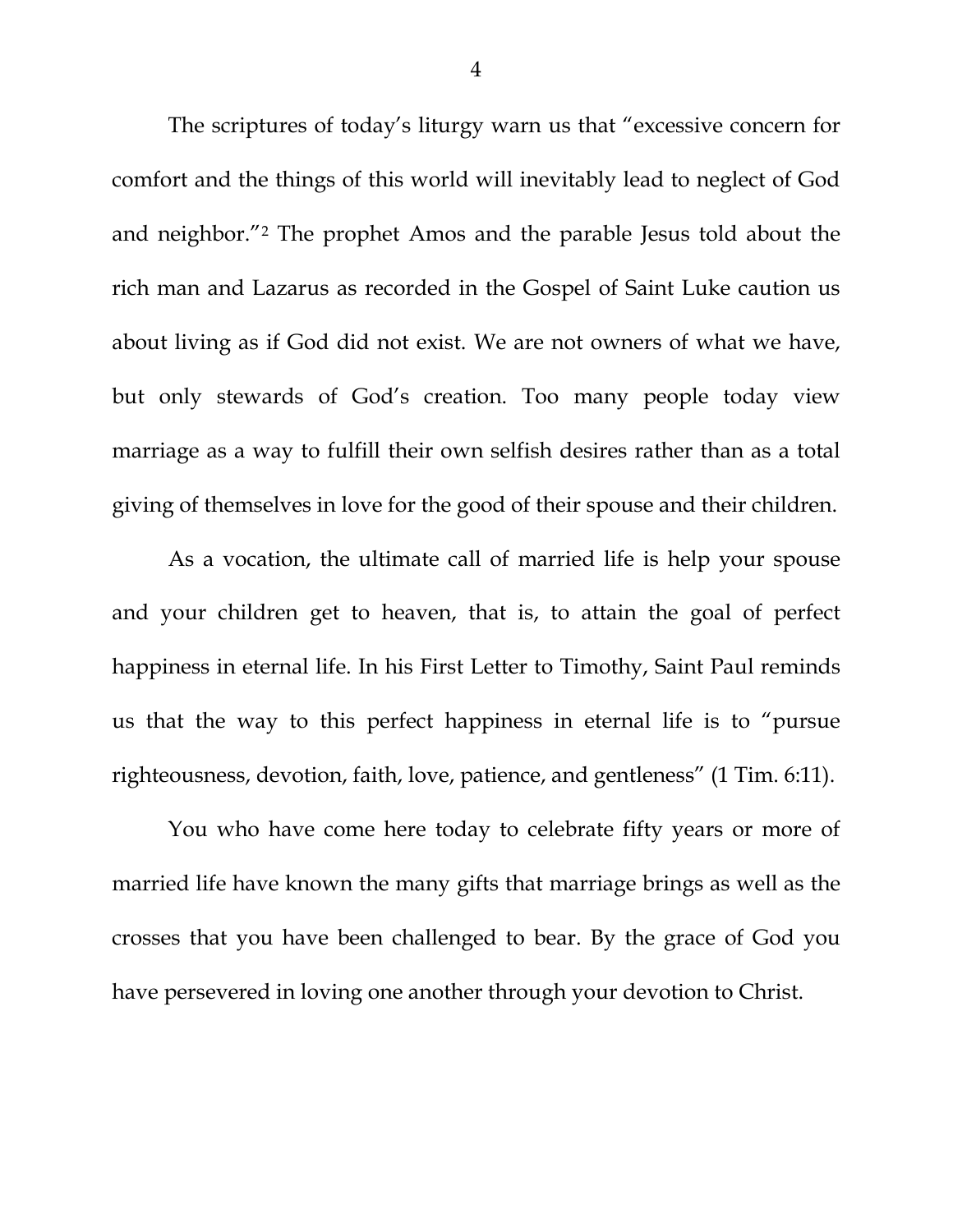The scriptures of today's liturgy warn us that "excessive concern for comfort and the things of this world will inevitably lead to neglect of God and neighbor."[2] The prophet Amos and the parable Jesus told about the rich man and Lazarus as recorded in the Gospel of Saint Luke caution us about living as if God did not exist. We are not owners of what we have, but only stewards of God's creation. Too many people today view marriage as a way to fulfill their own selfish desires rather than as a total giving of themselves in love for the good of their spouse and their children.

As a vocation, the ultimate call of married life is help your spouse and your children get to heaven, that is, to attain the goal of perfect happiness in eternal life. In his First Letter to Timothy, Saint Paul reminds us that the way to this perfect happiness in eternal life is to "pursue righteousness, devotion, faith, love, patience, and gentleness" (1 Tim. 6:11).

You who have come here today to celebrate fifty years or more of married life have known the many gifts that marriage brings as well as the crosses that you have been challenged to bear. By the grace of God you have persevered in loving one another through your devotion to Christ.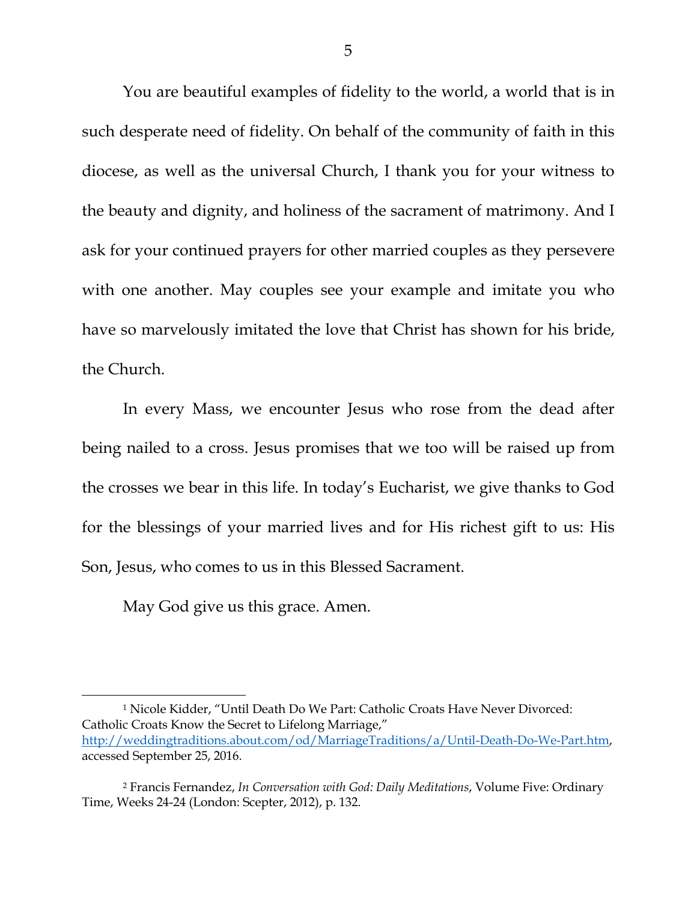You are beautiful examples of fidelity to the world, a world that is in such desperate need of fidelity. On behalf of the community of faith in this diocese, as well as the universal Church, I thank you for your witness to the beauty and dignity, and holiness of the sacrament of matrimony. And I ask for your continued prayers for other married couples as they persevere with one another. May couples see your example and imitate you who have so marvelously imitated the love that Christ has shown for his bride, the Church.

In every Mass, we encounter Jesus who rose from the dead after being nailed to a cross. Jesus promises that we too will be raised up from the crosses we bear in this life. In today's Eucharist, we give thanks to God for the blessings of your married lives and for His richest gift to us: His Son, Jesus, who comes to us in this Blessed Sacrament.

May God give us this grace. Amen.

---

[1] Nicole Kidder, "Until Death Do We Part: Catholic Croats Have Never Divorced: Catholic Croats Know the Secret to Lifelong Marriage," http://weddingtraditions.about.com/od/MarriageTraditions/a/Until-Death-Do-We-Part.htm, accessed September 25, 2016.

[2] Francis Fernandez, *In Conversation with God: Daily Meditations*, Volume Five: Ordinary Time, Weeks 24-24 (London: Scepter, 2012), p. 132.